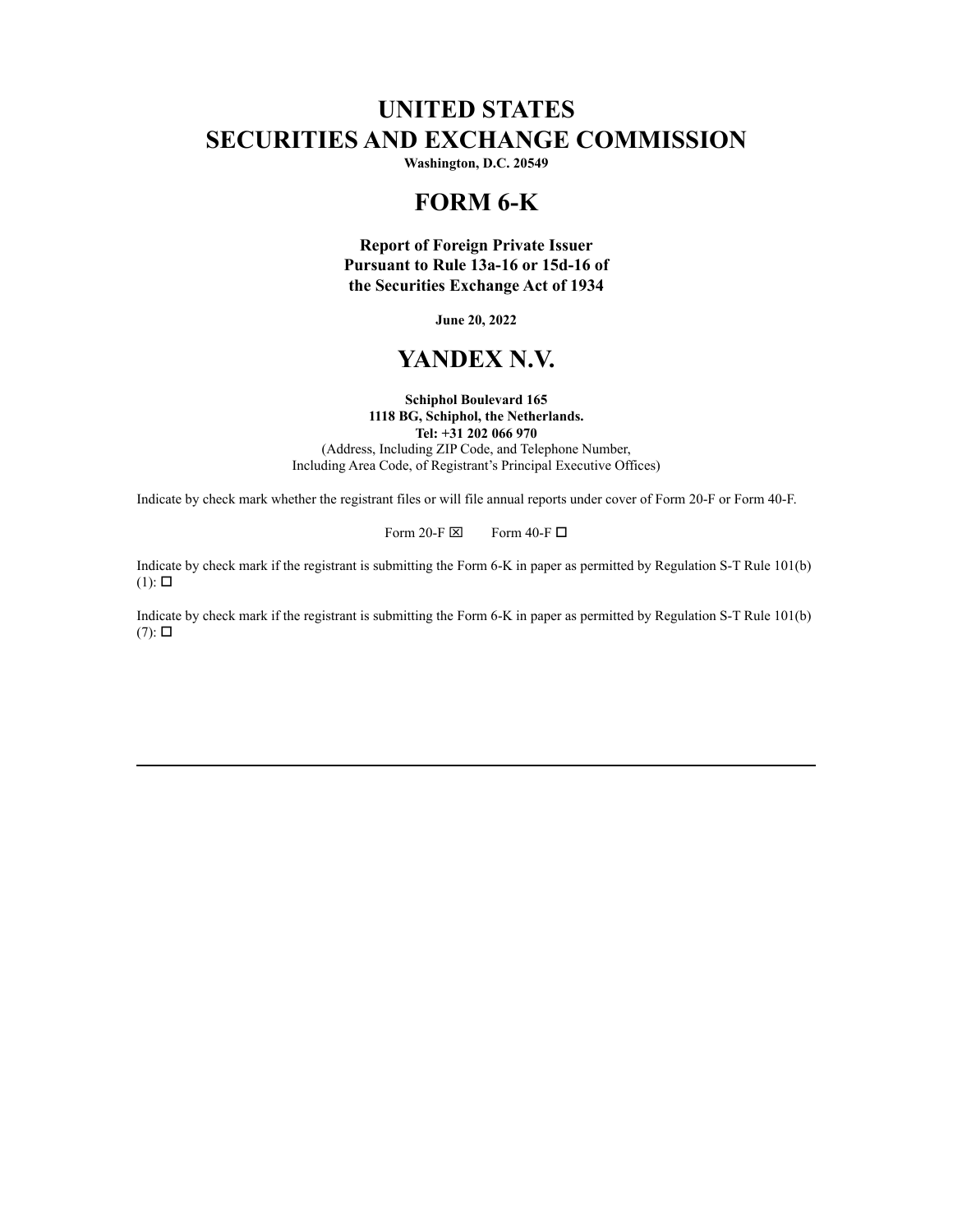# UNITED STATES
# SECURITIES AND EXCHANGE COMMISSION

**Washington, D.C. 20549**

# FORM 6-K

**Report of Foreign Private Issuer**
**Pursuant to Rule 13a-16 or 15d-16 of**
**the Securities Exchange Act of 1934**

**June 20, 2022**

# YANDEX N.V.

**Schiphol Boulevard 165**
**1118 BG, Schiphol, the Netherlands.**
**Tel: +31 202 066 970**
(Address, Including ZIP Code, and Telephone Number,
Including Area Code, of Registrant's Principal Executive Offices)

Indicate by check mark whether the registrant files or will file annual reports under cover of Form 20-F or Form 40-F.

Form 20-F ☒ Form 40-F ☐

Indicate by check mark if the registrant is submitting the Form 6-K in paper as permitted by Regulation S-T Rule 101(b)(1): ☐

Indicate by check mark if the registrant is submitting the Form 6-K in paper as permitted by Regulation S-T Rule 101(b)(7): ☐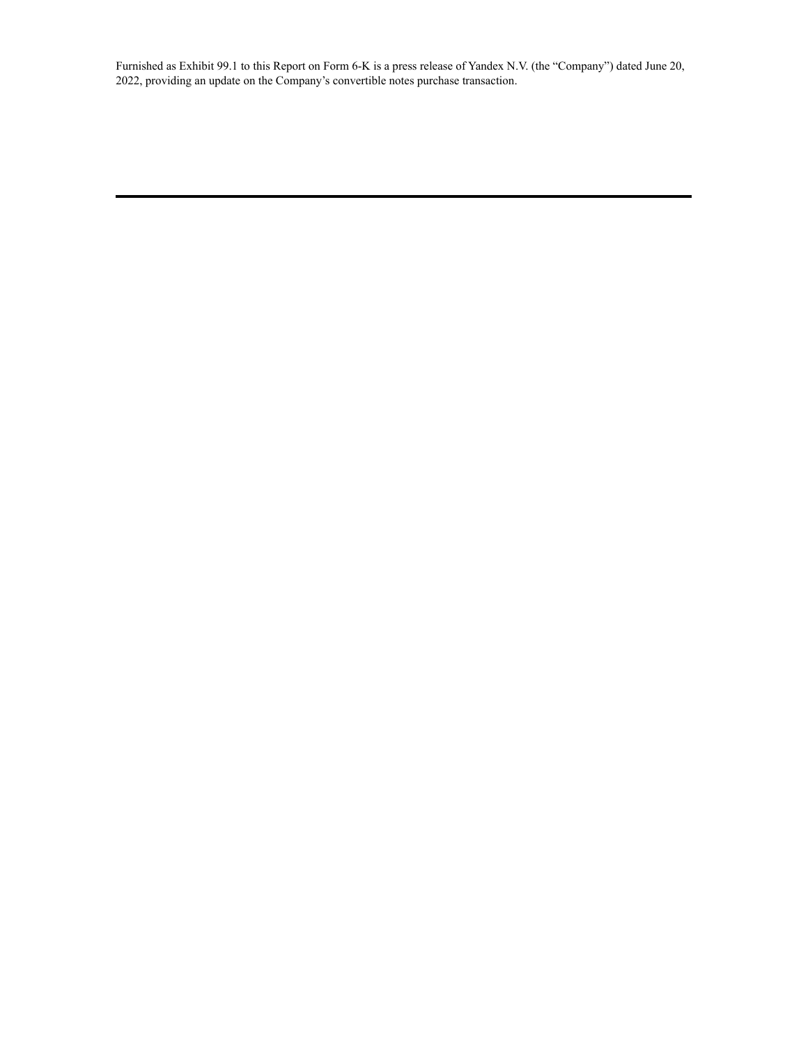Furnished as Exhibit 99.1 to this Report on Form 6-K is a press release of Yandex N.V. (the "Company") dated June 20, 2022, providing an update on the Company's convertible notes purchase transaction.

---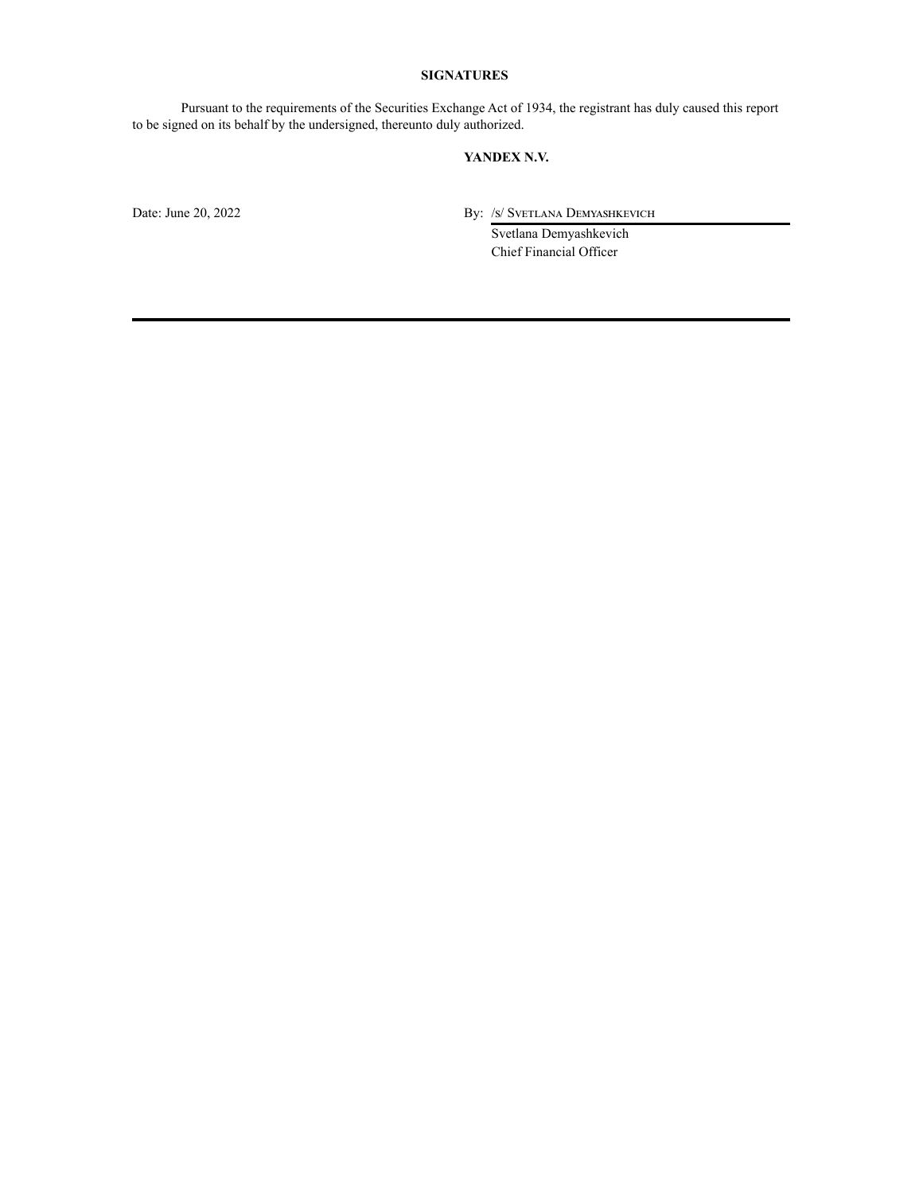## SIGNATURES

Pursuant to the requirements of the Securities Exchange Act of 1934, the registrant has duly caused this report to be signed on its behalf by the undersigned, thereunto duly authorized.

**YANDEX N.V.**

Date: June 20, 2022

By: /s/ Svetlana Demyashkevich

Svetlana Demyashkevich
Chief Financial Officer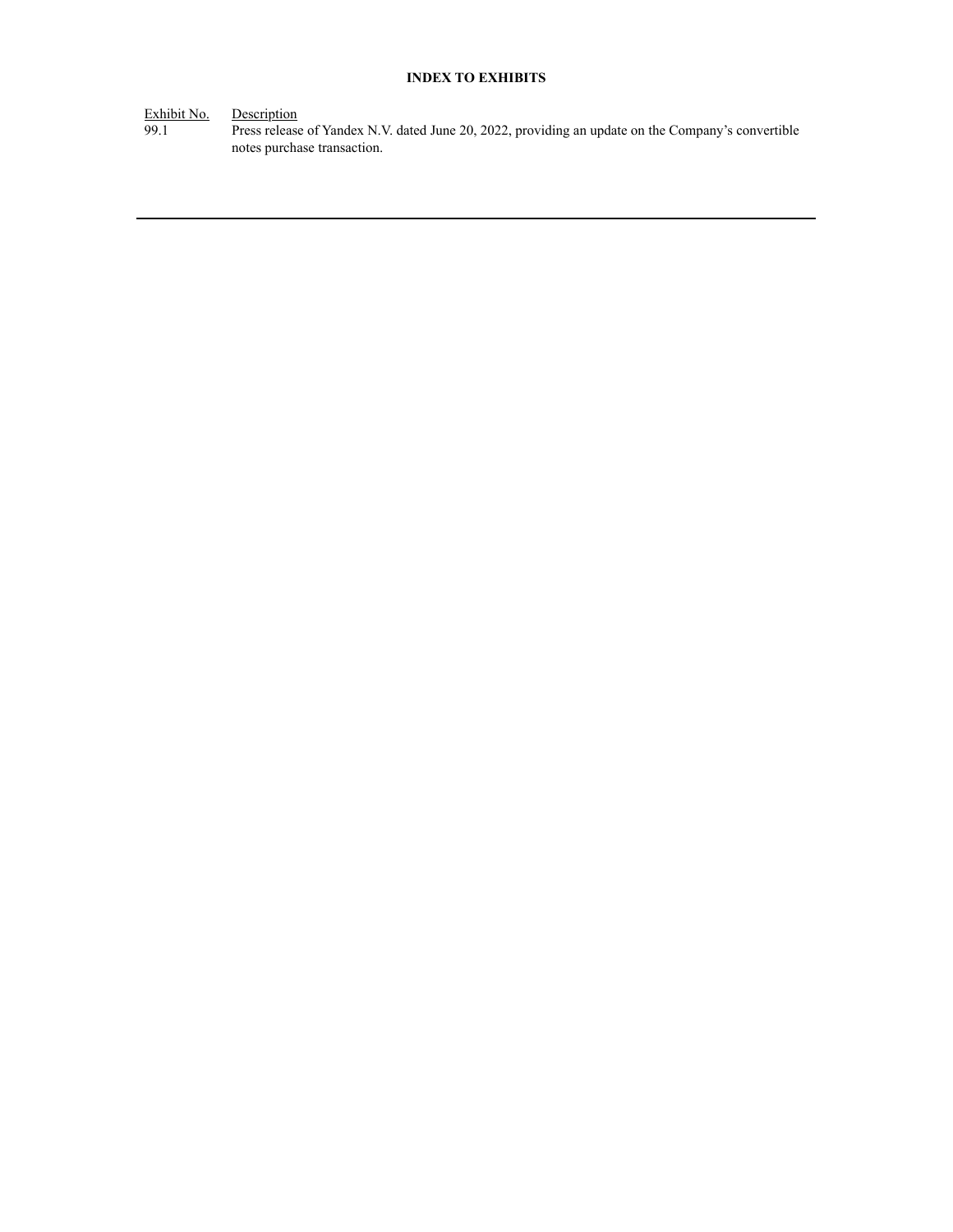**INDEX TO EXHIBITS**

| Exhibit No. | Description |
| --- | --- |
| 99.1 | Press release of Yandex N.V. dated June 20, 2022, providing an update on the Company's convertible notes purchase transaction. |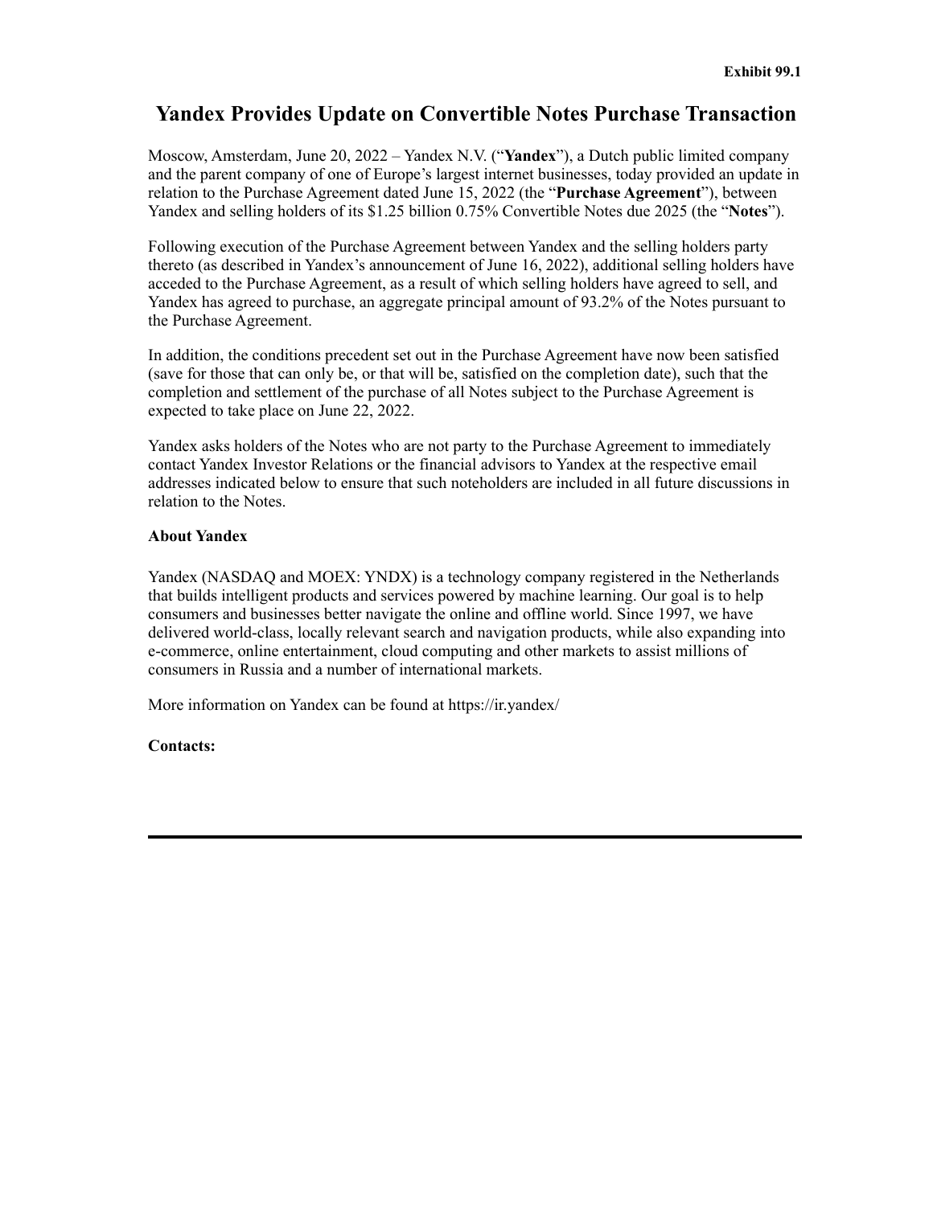**Exhibit 99.1**

# Yandex Provides Update on Convertible Notes Purchase Transaction

Moscow, Amsterdam, June 20, 2022 – Yandex N.V. ("**Yandex**"), a Dutch public limited company and the parent company of one of Europe's largest internet businesses, today provided an update in relation to the Purchase Agreement dated June 15, 2022 (the "**Purchase Agreement**"), between Yandex and selling holders of its $1.25 billion 0.75% Convertible Notes due 2025 (the "**Notes**").

Following execution of the Purchase Agreement between Yandex and the selling holders party thereto (as described in Yandex's announcement of June 16, 2022), additional selling holders have acceded to the Purchase Agreement, as a result of which selling holders have agreed to sell, and Yandex has agreed to purchase, an aggregate principal amount of 93.2% of the Notes pursuant to the Purchase Agreement.

In addition, the conditions precedent set out in the Purchase Agreement have now been satisfied (save for those that can only be, or that will be, satisfied on the completion date), such that the completion and settlement of the purchase of all Notes subject to the Purchase Agreement is expected to take place on June 22, 2022.

Yandex asks holders of the Notes who are not party to the Purchase Agreement to immediately contact Yandex Investor Relations or the financial advisors to Yandex at the respective email addresses indicated below to ensure that such noteholders are included in all future discussions in relation to the Notes.

**About Yandex**

Yandex (NASDAQ and MOEX: YNDX) is a technology company registered in the Netherlands that builds intelligent products and services powered by machine learning. Our goal is to help consumers and businesses better navigate the online and offline world. Since 1997, we have delivered world-class, locally relevant search and navigation products, while also expanding into e-commerce, online entertainment, cloud computing and other markets to assist millions of consumers in Russia and a number of international markets.

More information on Yandex can be found at https://ir.yandex/

**Contacts:**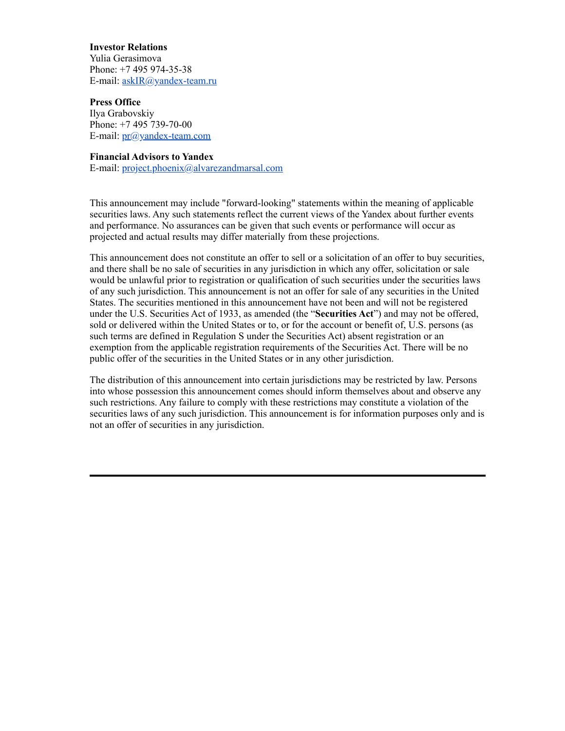**Investor Relations**
Yulia Gerasimova
Phone: +7 495 974-35-38
E-mail: askIR@yandex-team.ru

**Press Office**
Ilya Grabovskiy
Phone: +7 495 739-70-00
E-mail: pr@yandex-team.com

**Financial Advisors to Yandex**
E-mail: project.phoenix@alvarezandmarsal.com

This announcement may include "forward-looking" statements within the meaning of applicable securities laws. Any such statements reflect the current views of the Yandex about further events and performance. No assurances can be given that such events or performance will occur as projected and actual results may differ materially from these projections.

This announcement does not constitute an offer to sell or a solicitation of an offer to buy securities, and there shall be no sale of securities in any jurisdiction in which any offer, solicitation or sale would be unlawful prior to registration or qualification of such securities under the securities laws of any such jurisdiction. This announcement is not an offer for sale of any securities in the United States. The securities mentioned in this announcement have not been and will not be registered under the U.S. Securities Act of 1933, as amended (the "**Securities Act**") and may not be offered, sold or delivered within the United States or to, or for the account or benefit of, U.S. persons (as such terms are defined in Regulation S under the Securities Act) absent registration or an exemption from the applicable registration requirements of the Securities Act. There will be no public offer of the securities in the United States or in any other jurisdiction.

The distribution of this announcement into certain jurisdictions may be restricted by law. Persons into whose possession this announcement comes should inform themselves about and observe any such restrictions. Any failure to comply with these restrictions may constitute a violation of the securities laws of any such jurisdiction. This announcement is for information purposes only and is not an offer of securities in any jurisdiction.

---